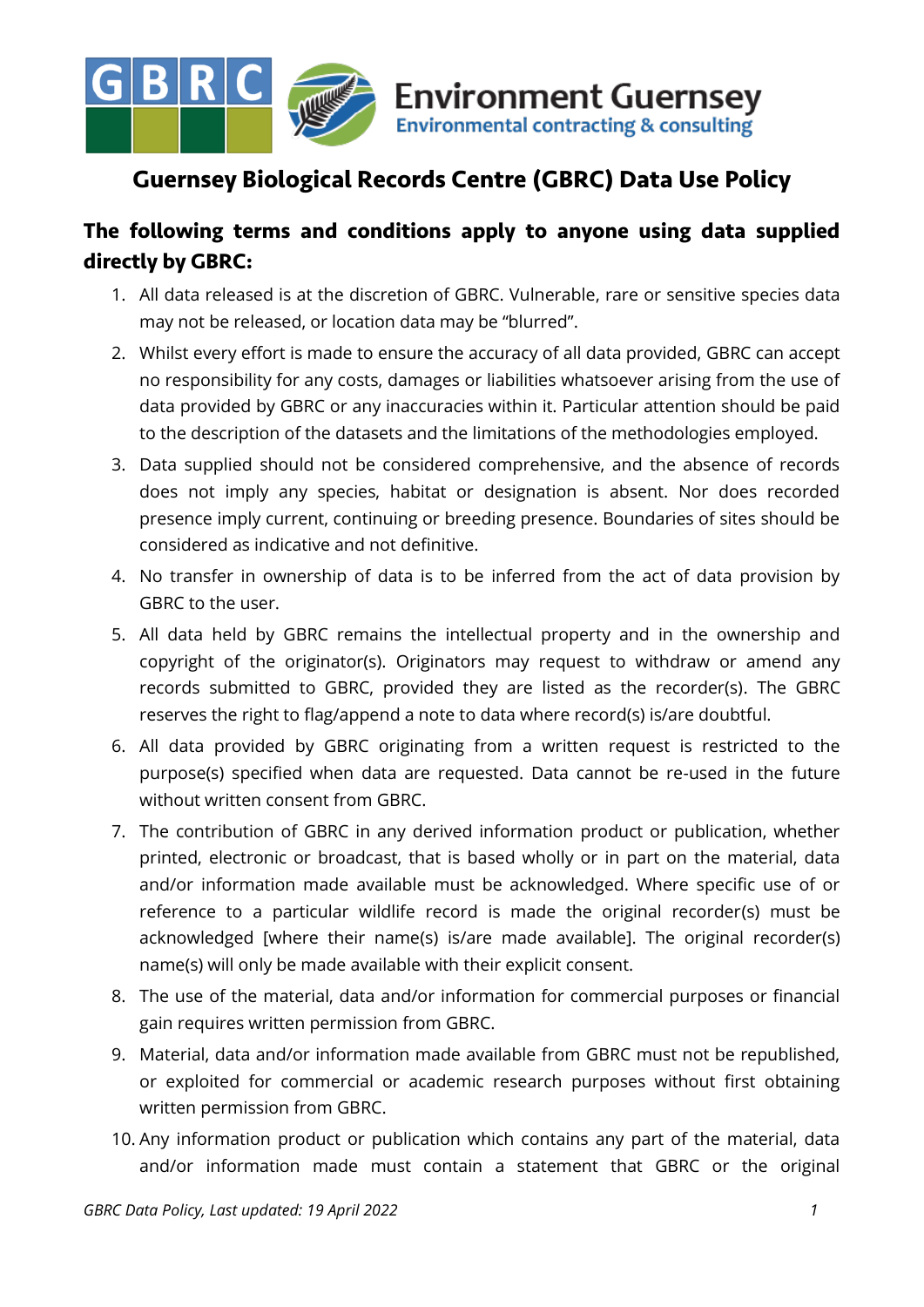# Guernsey Biological Records Centre (GBRC) Data Use Policy

## The following terms and conditions apply to anyone using data supplied directly by GBRC:

1. All data released is at the discretion of GBRC. Vulnerable, rare or sensitive species data may not be released, or location data may be "blurred".
2. Whilst every effort is made to ensure the accuracy of all data provided, GBRC can accept no responsibility for any costs, damages or liabilities whatsoever arising from the use of data provided by GBRC or any inaccuracies within it. Particular attention should be paid to the description of the datasets and the limitations of the methodologies employed.
3. Data supplied should not be considered comprehensive, and the absence of records does not imply any species, habitat or designation is absent. Nor does recorded presence imply current, continuing or breeding presence. Boundaries of sites should be considered as indicative and not definitive.
4. No transfer in ownership of data is to be inferred from the act of data provision by GBRC to the user.
5. All data held by GBRC remains the intellectual property and in the ownership and copyright of the originator(s). Originators may request to withdraw or amend any records submitted to GBRC, provided they are listed as the recorder(s). The GBRC reserves the right to flag/append a note to data where record(s) is/are doubtful.
6. All data provided by GBRC originating from a written request is restricted to the purpose(s) specified when data are requested. Data cannot be re-used in the future without written consent from GBRC.
7. The contribution of GBRC in any derived information product or publication, whether printed, electronic or broadcast, that is based wholly or in part on the material, data and/or information made available must be acknowledged. Where specific use of or reference to a particular wildlife record is made the original recorder(s) must be acknowledged [where their name(s) is/are made available]. The original recorder(s) name(s) will only be made available with their explicit consent.
8. The use of the material, data and/or information for commercial purposes or financial gain requires written permission from GBRC.
9. Material, data and/or information made available from GBRC must not be republished, or exploited for commercial or academic research purposes without first obtaining written permission from GBRC.
10. Any information product or publication which contains any part of the material, data and/or information made must contain a statement that GBRC or the original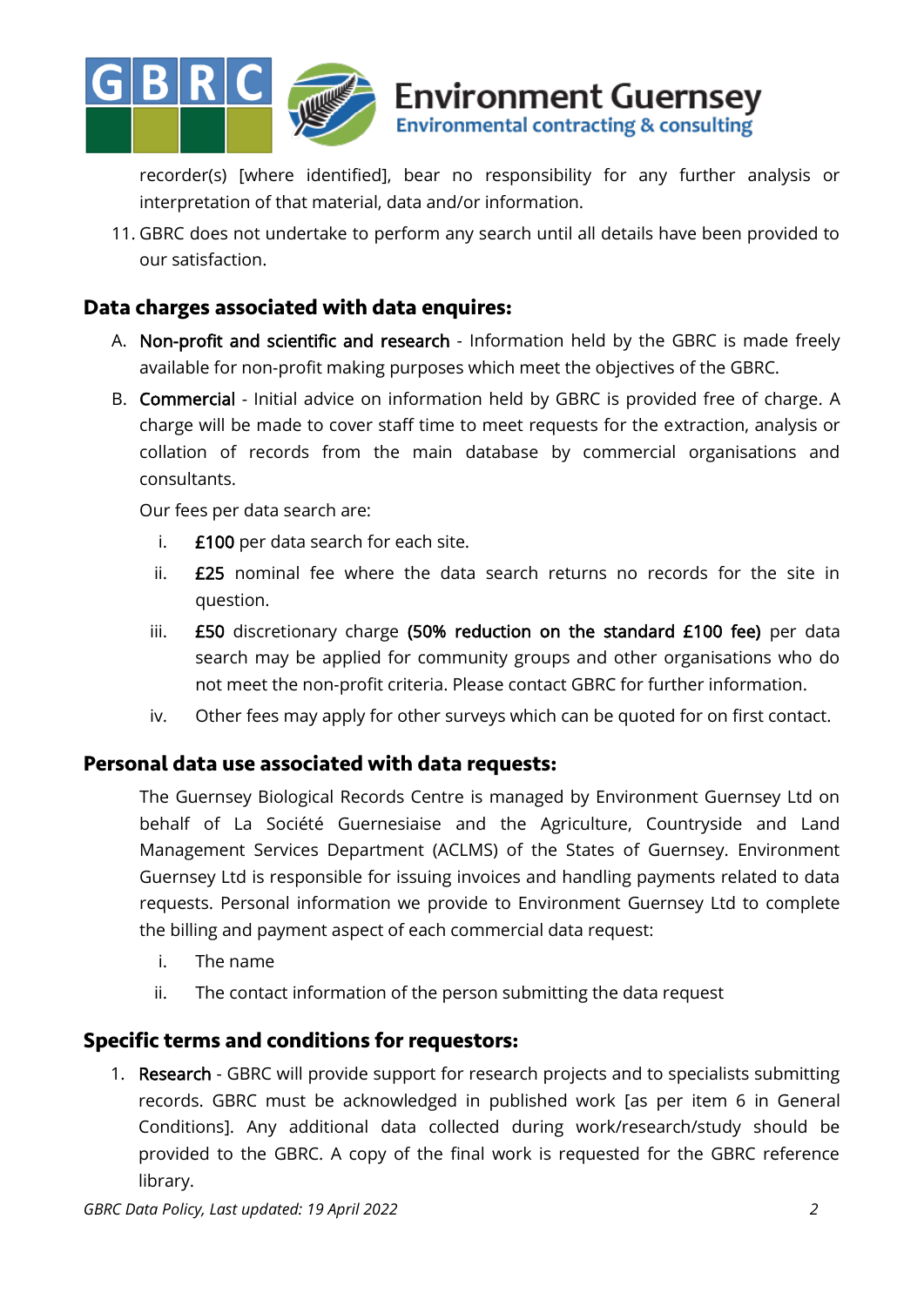recorder(s) [where identified], bear no responsibility for any further analysis or interpretation of that material, data and/or information.

11. GBRC does not undertake to perform any search until all details have been provided to our satisfaction.

## Data charges associated with data enquires:

A. Non-profit and scientific and research - Information held by the GBRC is made freely available for non-profit making purposes which meet the objectives of the GBRC.

B. Commercial - Initial advice on information held by GBRC is provided free of charge. A charge will be made to cover staff time to meet requests for the extraction, analysis or collation of records from the main database by commercial organisations and consultants.

   Our fees per data search are:

   i. £100 per data search for each site.
   ii. £25 nominal fee where the data search returns no records for the site in question.
   iii. £50 discretionary charge (50% reduction on the standard £100 fee) per data search may be applied for community groups and other organisations who do not meet the non-profit criteria. Please contact GBRC for further information.
   iv. Other fees may apply for other surveys which can be quoted for on first contact.

## Personal data use associated with data requests:

The Guernsey Biological Records Centre is managed by Environment Guernsey Ltd on behalf of La Société Guernesiaise and the Agriculture, Countryside and Land Management Services Department (ACLMS) of the States of Guernsey. Environment Guernsey Ltd is responsible for issuing invoices and handling payments related to data requests. Personal information we provide to Environment Guernsey Ltd to complete the billing and payment aspect of each commercial data request:

i. The name
ii. The contact information of the person submitting the data request

## Specific terms and conditions for requestors:

1. Research - GBRC will provide support for research projects and to specialists submitting records. GBRC must be acknowledged in published work [as per item 6 in General Conditions]. Any additional data collected during work/research/study should be provided to the GBRC. A copy of the final work is requested for the GBRC reference library.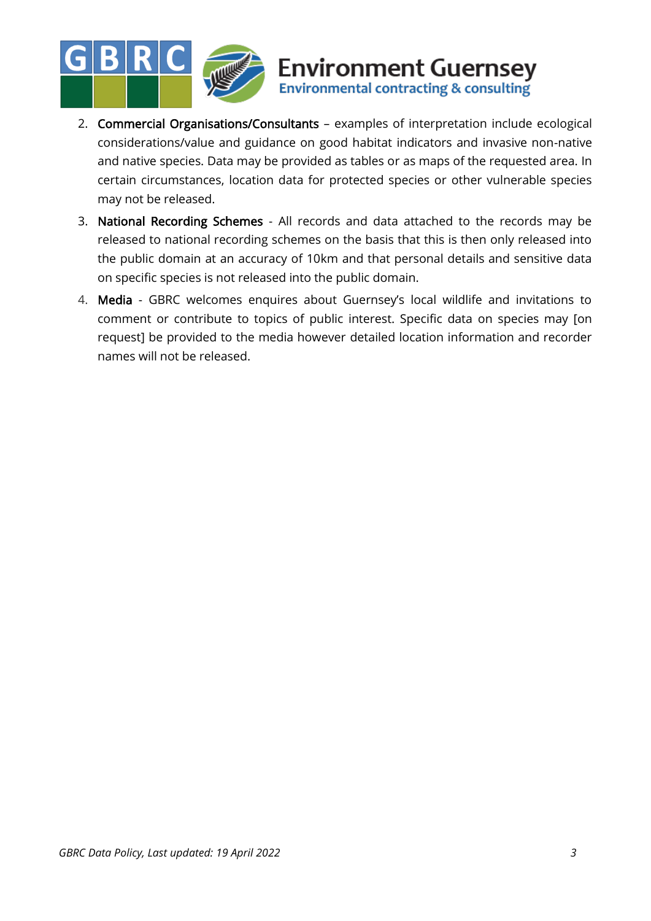2. **Commercial Organisations/Consultants** – examples of interpretation include ecological considerations/value and guidance on good habitat indicators and invasive non-native and native species. Data may be provided as tables or as maps of the requested area. In certain circumstances, location data for protected species or other vulnerable species may not be released.
3. **National Recording Schemes** - All records and data attached to the records may be released to national recording schemes on the basis that this is then only released into the public domain at an accuracy of 10km and that personal details and sensitive data on specific species is not released into the public domain.
4. **Media** - GBRC welcomes enquires about Guernsey's local wildlife and invitations to comment or contribute to topics of public interest. Specific data on species may [on request] be provided to the media however detailed location information and recorder names will not be released.